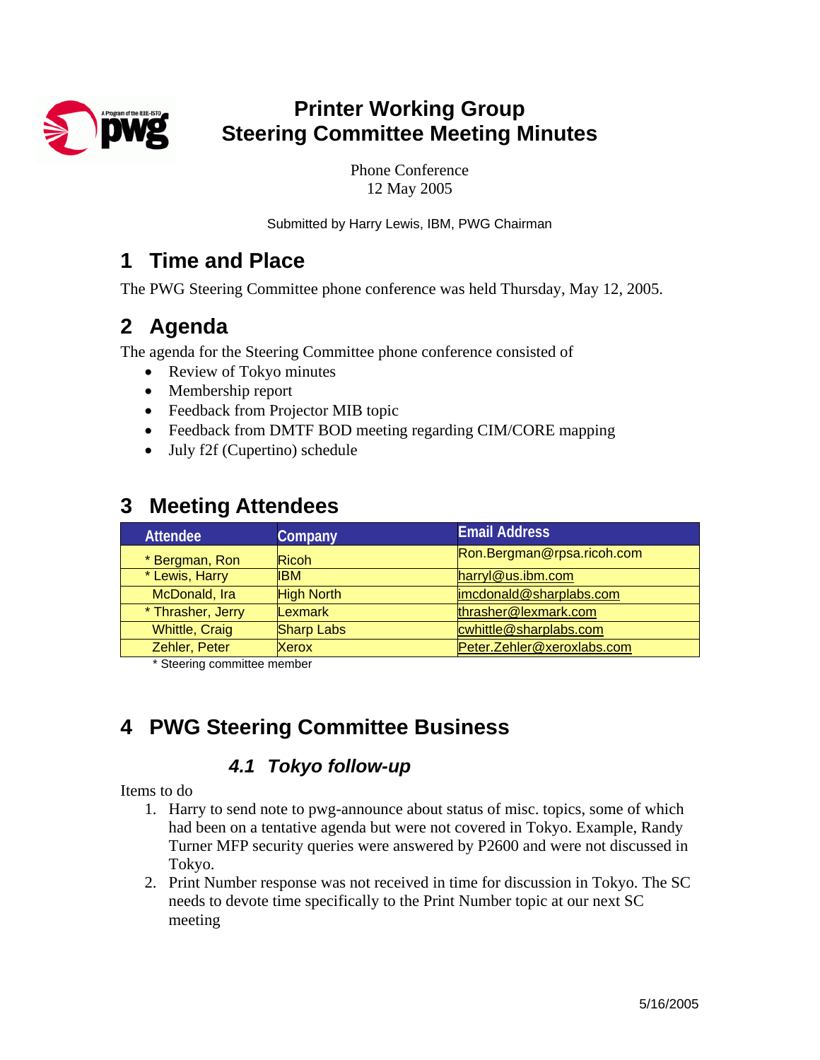# Printer Working Group
# Steering Committee Meeting Minutes

Phone Conference
12 May 2005

Submitted by Harry Lewis, IBM, PWG Chairman

## 1 Time and Place

The PWG Steering Committee phone conference was held Thursday, May 12, 2005.

## 2 Agenda

The agenda for the Steering Committee phone conference consisted of

- Review of Tokyo minutes
- Membership report
- Feedback from Projector MIB topic
- Feedback from DMTF BOD meeting regarding CIM/CORE mapping
- July f2f (Cupertino) schedule

## 3 Meeting Attendees

| Attendee | Company | Email Address |
|---|---|---|
| * Bergman, Ron | Ricoh | Ron.Bergman@rpsa.ricoh.com |
| * Lewis, Harry | IBM | harryl@us.ibm.com |
| McDonald, Ira | High North | imcdonald@sharplabs.com |
| * Thrasher, Jerry | Lexmark | thrasher@lexmark.com |
| Whittle, Craig | Sharp Labs | cwhittle@sharplabs.com |
| Zehler, Peter | Xerox | Peter.Zehler@xeroxlabs.com |

\* Steering committee member

## 4 PWG Steering Committee Business

### *4.1 Tokyo follow-up*

Items to do

1. Harry to send note to pwg-announce about status of misc. topics, some of which had been on a tentative agenda but were not covered in Tokyo. Example, Randy Turner MFP security queries were answered by P2600 and were not discussed in Tokyo.
2. Print Number response was not received in time for discussion in Tokyo. The SC needs to devote time specifically to the Print Number topic at our next SC meeting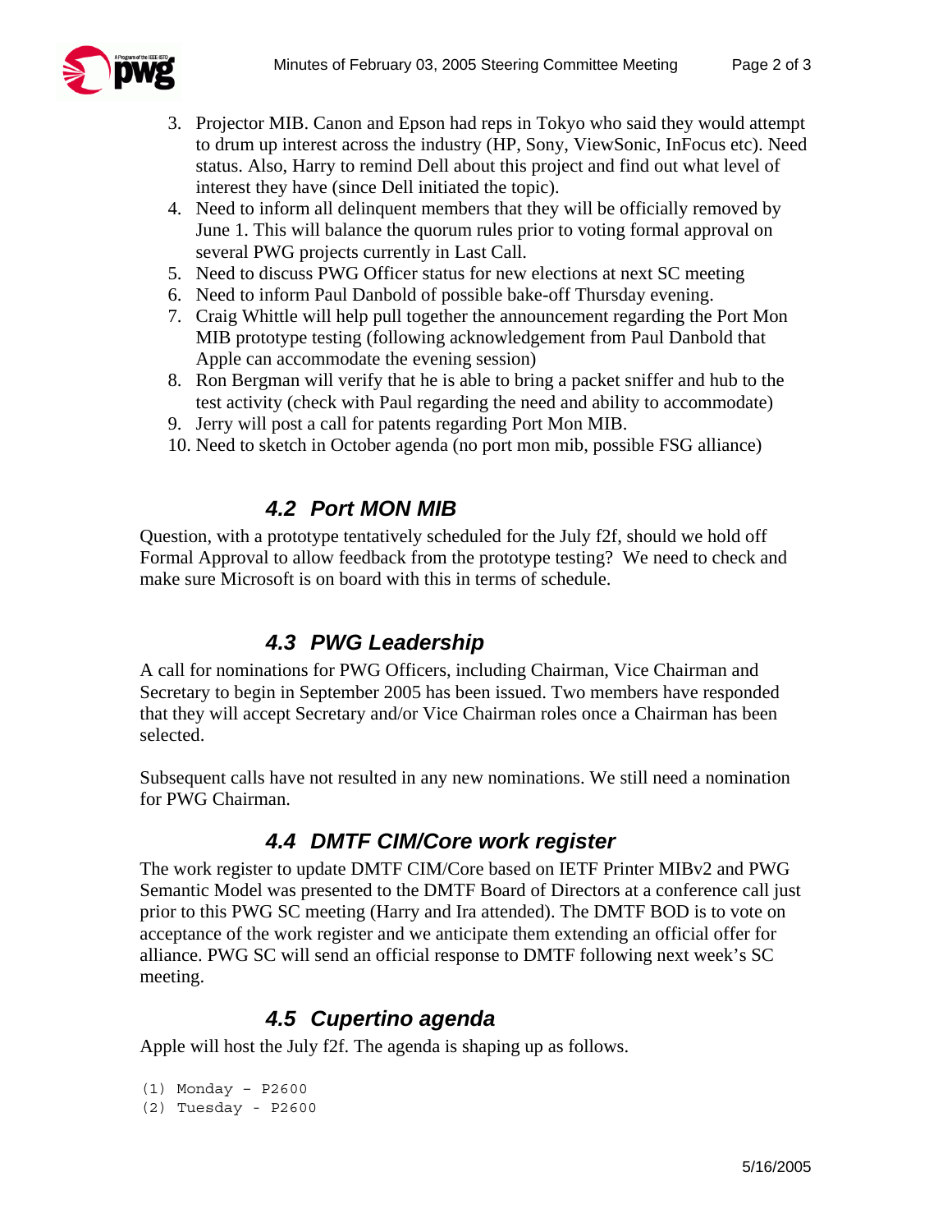3. Projector MIB. Canon and Epson had reps in Tokyo who said they would attempt to drum up interest across the industry (HP, Sony, ViewSonic, InFocus etc). Need status. Also, Harry to remind Dell about this project and find out what level of interest they have (since Dell initiated the topic).
4. Need to inform all delinquent members that they will be officially removed by June 1. This will balance the quorum rules prior to voting formal approval on several PWG projects currently in Last Call.
5. Need to discuss PWG Officer status for new elections at next SC meeting
6. Need to inform Paul Danbold of possible bake-off Thursday evening.
7. Craig Whittle will help pull together the announcement regarding the Port Mon MIB prototype testing (following acknowledgement from Paul Danbold that Apple can accommodate the evening session)
8. Ron Bergman will verify that he is able to bring a packet sniffer and hub to the test activity (check with Paul regarding the need and ability to accommodate)
9. Jerry will post a call for patents regarding Port Mon MIB.
10. Need to sketch in October agenda (no port mon mib, possible FSG alliance)

### 4.2 Port MON MIB

Question, with a prototype tentatively scheduled for the July f2f, should we hold off Formal Approval to allow feedback from the prototype testing? We need to check and make sure Microsoft is on board with this in terms of schedule.

### 4.3 PWG Leadership

A call for nominations for PWG Officers, including Chairman, Vice Chairman and Secretary to begin in September 2005 has been issued. Two members have responded that they will accept Secretary and/or Vice Chairman roles once a Chairman has been selected.

Subsequent calls have not resulted in any new nominations. We still need a nomination for PWG Chairman.

### 4.4 DMTF CIM/Core work register

The work register to update DMTF CIM/Core based on IETF Printer MIBv2 and PWG Semantic Model was presented to the DMTF Board of Directors at a conference call just prior to this PWG SC meeting (Harry and Ira attended). The DMTF BOD is to vote on acceptance of the work register and we anticipate them extending an official offer for alliance. PWG SC will send an official response to DMTF following next week's SC meeting.

### 4.5 Cupertino agenda

Apple will host the July f2f. The agenda is shaping up as follows.

```
(1) Monday – P2600
(2) Tuesday - P2600
```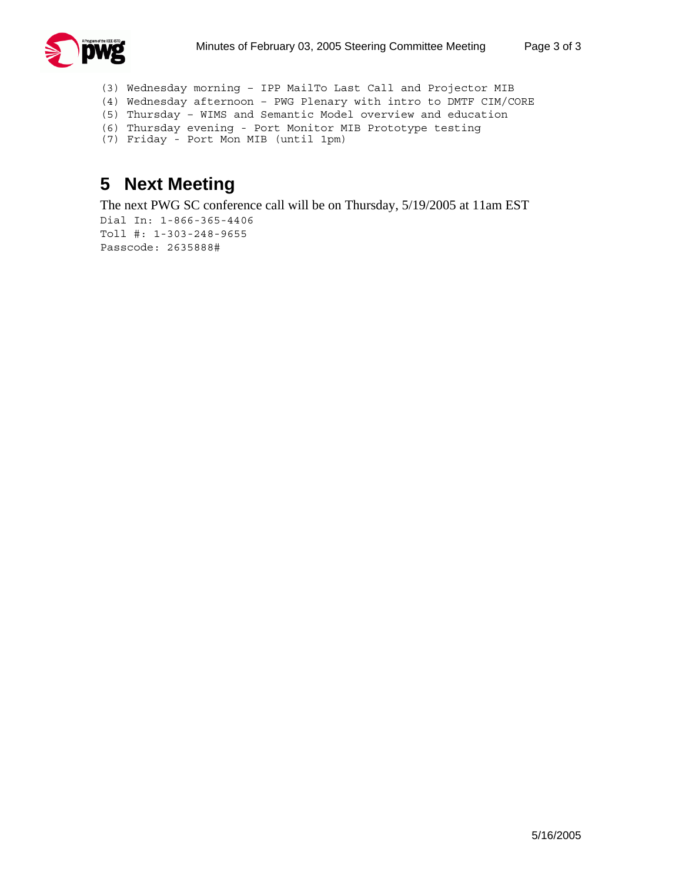(3) Wednesday morning – IPP MailTo Last Call and Projector MIB
(4) Wednesday afternoon – PWG Plenary with intro to DMTF CIM/CORE
(5) Thursday – WIMS and Semantic Model overview and education
(6) Thursday evening - Port Monitor MIB Prototype testing
(7) Friday - Port Mon MIB (until 1pm)

# 5 Next Meeting

The next PWG SC conference call will be on Thursday, 5/19/2005 at 11am EST

Dial In: 1-866-365-4406
Toll #: 1-303-248-9655
Passcode: 2635888#